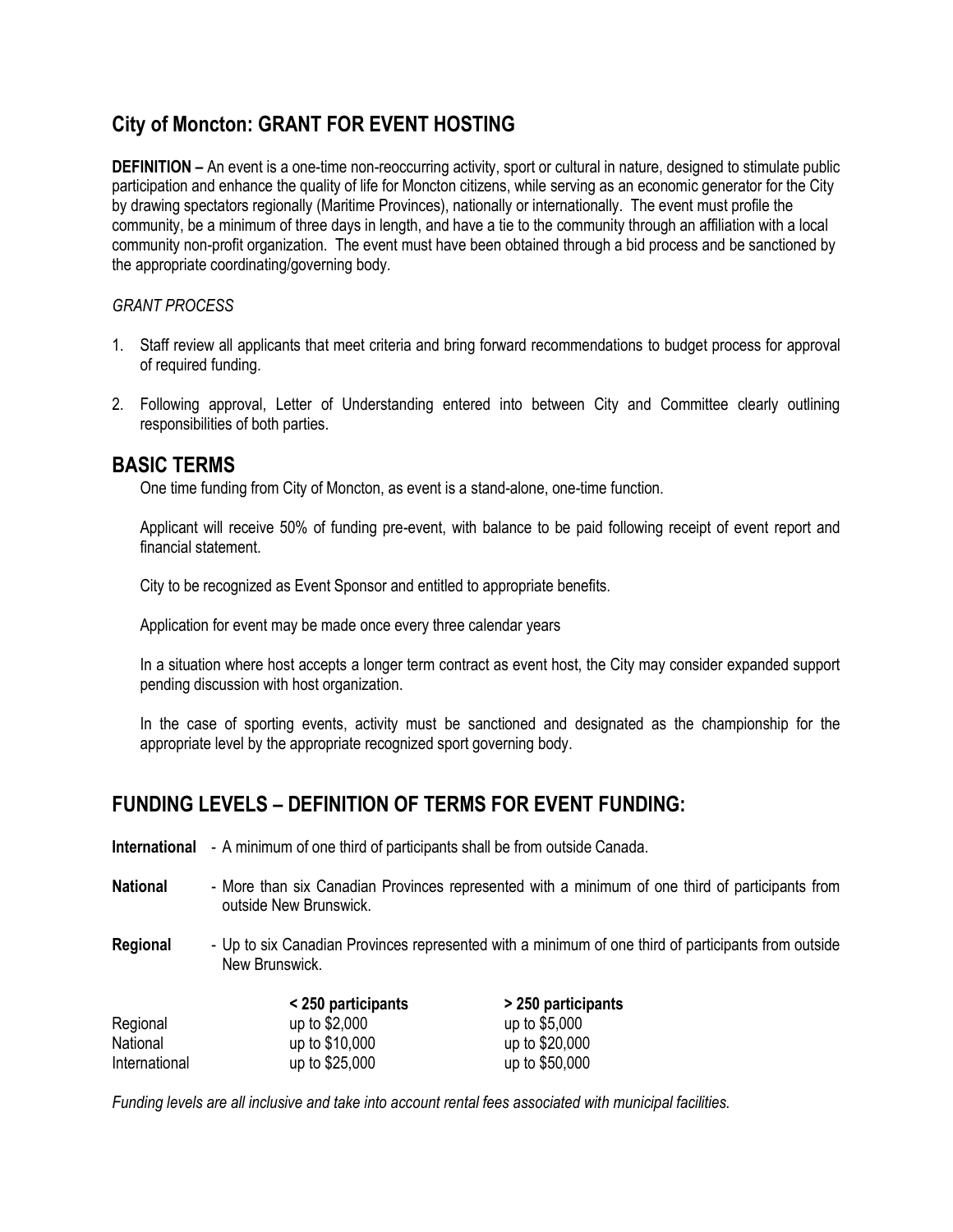# City of Moncton: GRANT FOR EVENT HOSTING

**DEFINITION –** An event is a one-time non-reoccurring activity, sport or cultural in nature, designed to stimulate public participation and enhance the quality of life for Moncton citizens, while serving as an economic generator for the City by drawing spectators regionally (Maritime Provinces), nationally or internationally. The event must profile the community, be a minimum of three days in length, and have a tie to the community through an affiliation with a local community non-profit organization. The event must have been obtained through a bid process and be sanctioned by the appropriate coordinating/governing body.

*GRANT PROCESS*

1. Staff review all applicants that meet criteria and bring forward recommendations to budget process for approval of required funding.
2. Following approval, Letter of Understanding entered into between City and Committee clearly outlining responsibilities of both parties.

## BASIC TERMS

One time funding from City of Moncton, as event is a stand-alone, one-time function.

Applicant will receive 50% of funding pre-event, with balance to be paid following receipt of event report and financial statement.

City to be recognized as Event Sponsor and entitled to appropriate benefits.

Application for event may be made once every three calendar years

In a situation where host accepts a longer term contract as event host, the City may consider expanded support pending discussion with host organization.

In the case of sporting events, activity must be sanctioned and designated as the championship for the appropriate level by the appropriate recognized sport governing body.

## FUNDING LEVELS – DEFINITION OF TERMS FOR EVENT FUNDING:

**International** - A minimum of one third of participants shall be from outside Canada.

**National** - More than six Canadian Provinces represented with a minimum of one third of participants from outside New Brunswick.

**Regional** - Up to six Canadian Provinces represented with a minimum of one third of participants from outside New Brunswick.

| | **< 250 participants** | **> 250 participants** |
|---|---|---|
| Regional | up to $2,000 | up to $5,000 |
| National | up to $10,000 | up to $20,000 |
| International | up to $25,000 | up to $50,000 |

*Funding levels are all inclusive and take into account rental fees associated with municipal facilities.*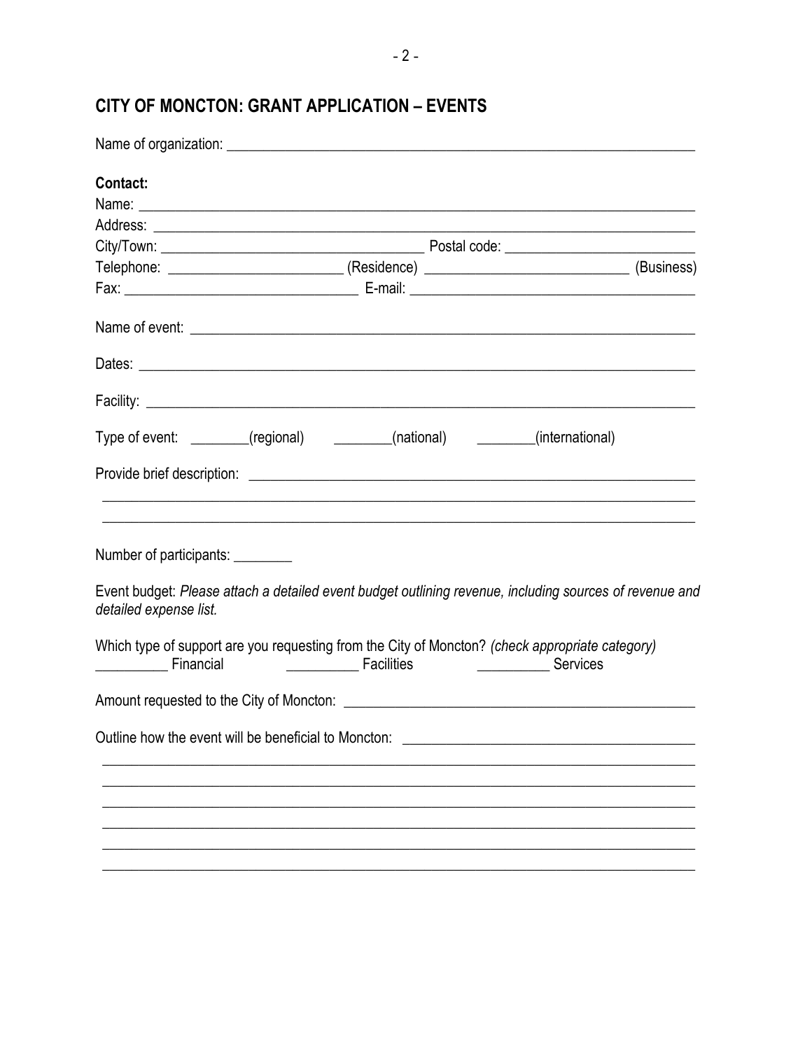## CITY OF MONCTON: GRANT APPLICATION – EVENTS

Name of organization: ___________________________________________________________________

**Contact:**

Name: ___________________________________________________________________________

Address: _________________________________________________________________________

City/Town: ___________________________________ Postal code: _________________________

Telephone: _______________________ (Residence) ___________________________ (Business)

Fax: _______________________________ E-mail: ______________________________________

Name of event: ____________________________________________________________________

Dates: ___________________________________________________________________________

Facility: __________________________________________________________________________

Type of event: ________(regional) ________(national) ________(international)

Provide brief description: ______________________________________________________________

_________________________________________________________________________________

_________________________________________________________________________________

Number of participants: ________

Event budget: *Please attach a detailed event budget outlining revenue, including sources of revenue and detailed expense list.*

Which type of support are you requesting from the City of Moncton? *(check appropriate category)*

__________ Financial __________ Facilities __________ Services

Amount requested to the City of Moncton: ________________________________________________

Outline how the event will be beneficial to Moncton: _______________________________________

_________________________________________________________________________________

_________________________________________________________________________________

_________________________________________________________________________________

_________________________________________________________________________________

_________________________________________________________________________________

_________________________________________________________________________________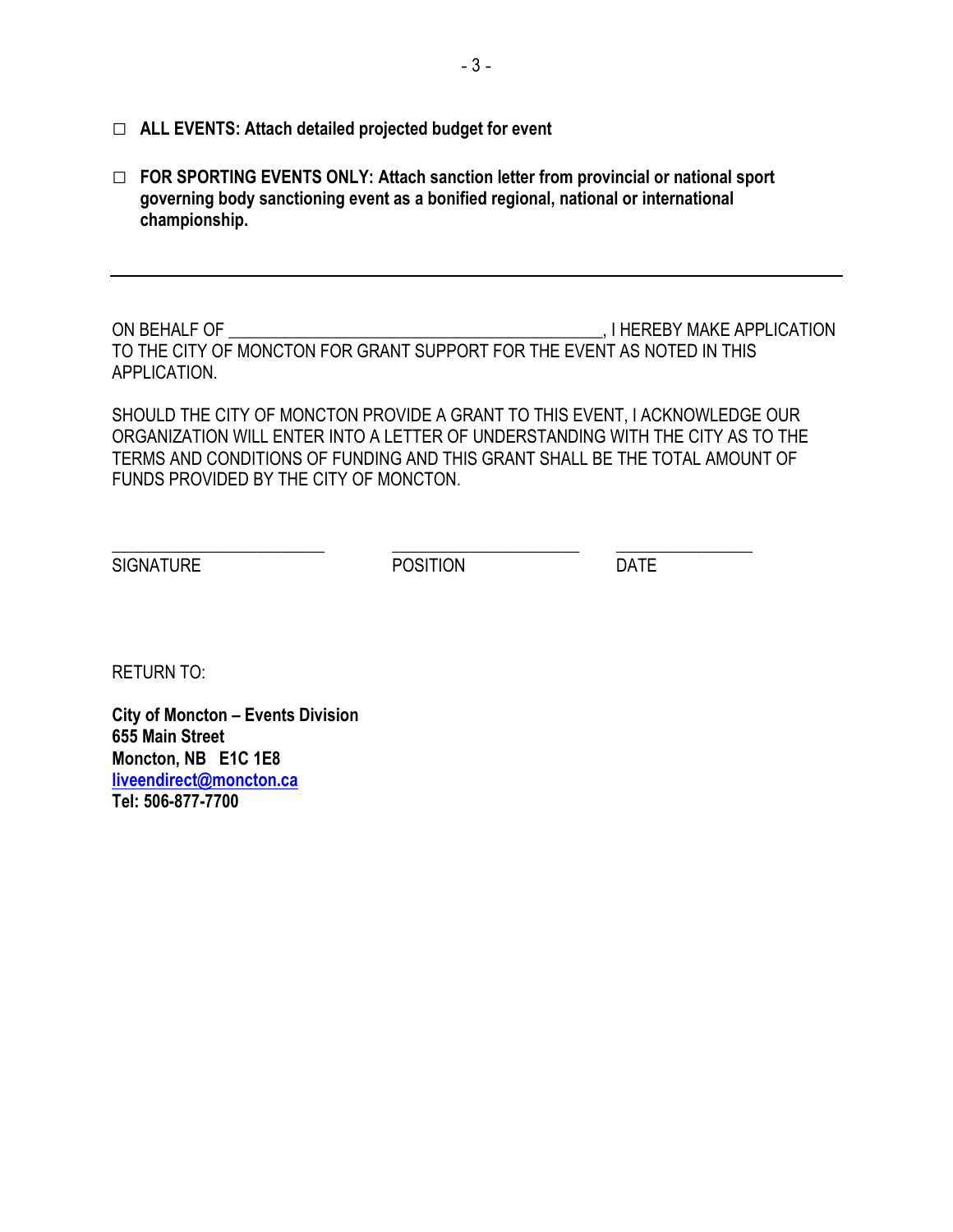☐ **ALL EVENTS: Attach detailed projected budget for event**

☐ **FOR SPORTING EVENTS ONLY: Attach sanction letter from provincial or national sport governing body sanctioning event as a bonified regional, national or international championship.**

---

ON BEHALF OF _____________________________________________, I HEREBY MAKE APPLICATION TO THE CITY OF MONCTON FOR GRANT SUPPORT FOR THE EVENT AS NOTED IN THIS APPLICATION.

SHOULD THE CITY OF MONCTON PROVIDE A GRANT TO THIS EVENT, I ACKNOWLEDGE OUR ORGANIZATION WILL ENTER INTO A LETTER OF UNDERSTANDING WITH THE CITY AS TO THE TERMS AND CONDITIONS OF FUNDING AND THIS GRANT SHALL BE THE TOTAL AMOUNT OF FUNDS PROVIDED BY THE CITY OF MONCTON.

_________________________          ______________________          ________________
SIGNATURE                          POSITION                        DATE

RETURN TO:

**City of Moncton – Events Division**
**655 Main Street**
**Moncton, NB E1C 1E8**
**liveendirect@moncton.ca**
**Tel: 506-877-7700**